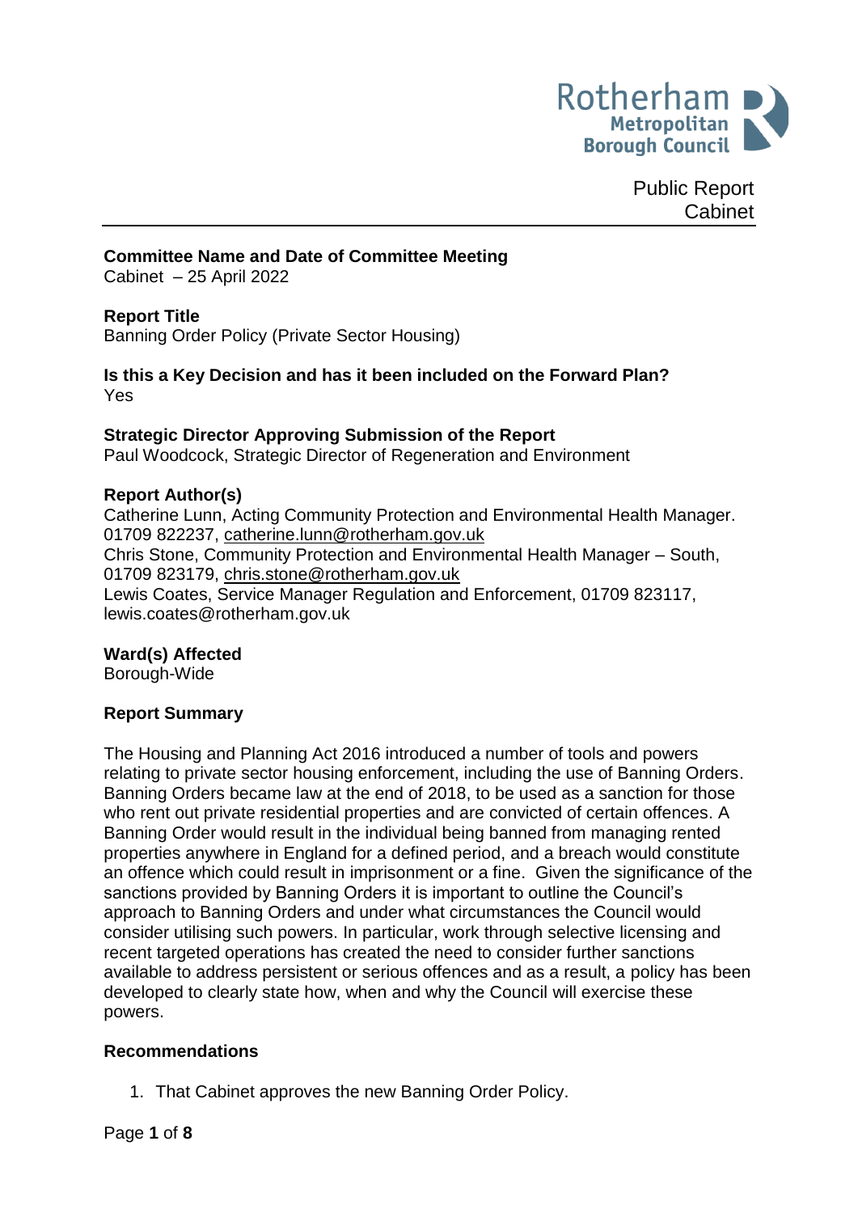Rotherham Metropolitan Borough Council

Public Report
Cabinet

**Committee Name and Date of Committee Meeting**
Cabinet – 25 April 2022

**Report Title**
Banning Order Policy (Private Sector Housing)

**Is this a Key Decision and has it been included on the Forward Plan?**
Yes

**Strategic Director Approving Submission of the Report**
Paul Woodcock, Strategic Director of Regeneration and Environment

**Report Author(s)**
Catherine Lunn, Acting Community Protection and Environmental Health Manager. 01709 822237, catherine.lunn@rotherham.gov.uk
Chris Stone, Community Protection and Environmental Health Manager – South, 01709 823179, chris.stone@rotherham.gov.uk
Lewis Coates, Service Manager Regulation and Enforcement, 01709 823117, lewis.coates@rotherham.gov.uk

**Ward(s) Affected**
Borough-Wide

**Report Summary**

The Housing and Planning Act 2016 introduced a number of tools and powers relating to private sector housing enforcement, including the use of Banning Orders. Banning Orders became law at the end of 2018, to be used as a sanction for those who rent out private residential properties and are convicted of certain offences. A Banning Order would result in the individual being banned from managing rented properties anywhere in England for a defined period, and a breach would constitute an offence which could result in imprisonment or a fine. Given the significance of the sanctions provided by Banning Orders it is important to outline the Council's approach to Banning Orders and under what circumstances the Council would consider utilising such powers. In particular, work through selective licensing and recent targeted operations has created the need to consider further sanctions available to address persistent or serious offences and as a result, a policy has been developed to clearly state how, when and why the Council will exercise these powers.

**Recommendations**

1. That Cabinet approves the new Banning Order Policy.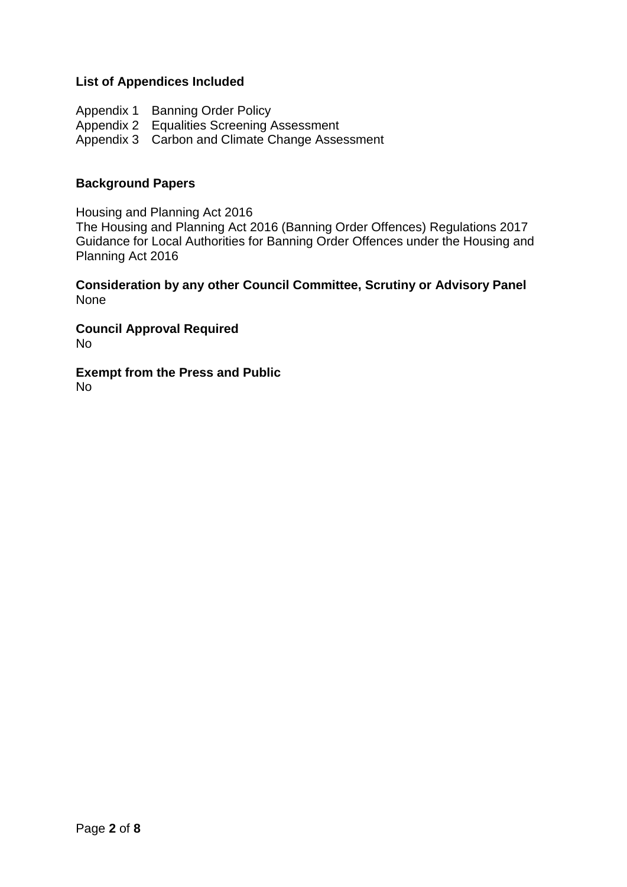**List of Appendices Included**

Appendix 1 Banning Order Policy
Appendix 2 Equalities Screening Assessment
Appendix 3 Carbon and Climate Change Assessment

**Background Papers**

Housing and Planning Act 2016
The Housing and Planning Act 2016 (Banning Order Offences) Regulations 2017
Guidance for Local Authorities for Banning Order Offences under the Housing and Planning Act 2016

**Consideration by any other Council Committee, Scrutiny or Advisory Panel**
None

**Council Approval Required**
No

**Exempt from the Press and Public**
No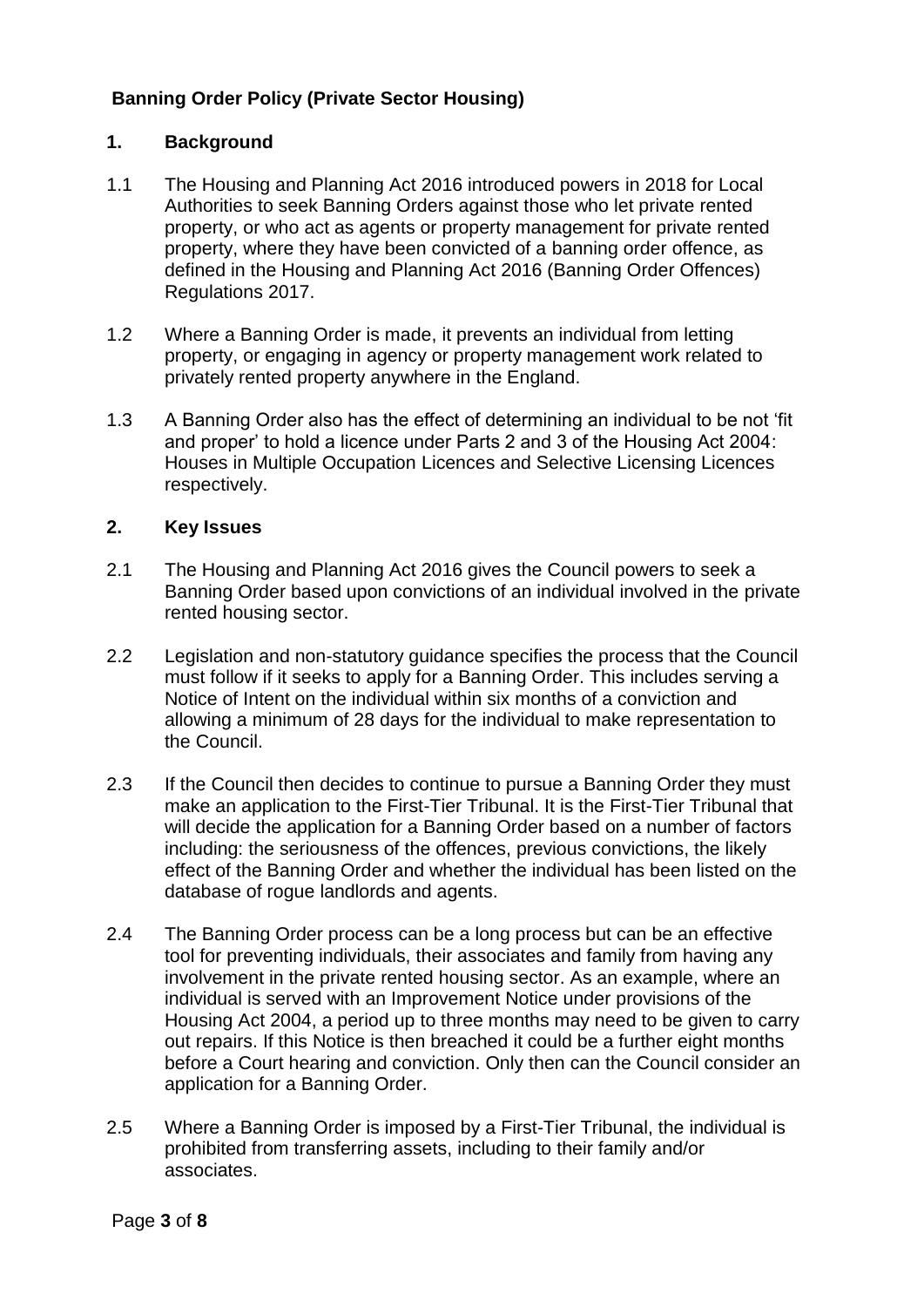**Banning Order Policy (Private Sector Housing)**

## 1. Background

1.1 The Housing and Planning Act 2016 introduced powers in 2018 for Local Authorities to seek Banning Orders against those who let private rented property, or who act as agents or property management for private rented property, where they have been convicted of a banning order offence, as defined in the Housing and Planning Act 2016 (Banning Order Offences) Regulations 2017.

1.2 Where a Banning Order is made, it prevents an individual from letting property, or engaging in agency or property management work related to privately rented property anywhere in the England.

1.3 A Banning Order also has the effect of determining an individual to be not 'fit and proper' to hold a licence under Parts 2 and 3 of the Housing Act 2004: Houses in Multiple Occupation Licences and Selective Licensing Licences respectively.

## 2. Key Issues

2.1 The Housing and Planning Act 2016 gives the Council powers to seek a Banning Order based upon convictions of an individual involved in the private rented housing sector.

2.2 Legislation and non-statutory guidance specifies the process that the Council must follow if it seeks to apply for a Banning Order. This includes serving a Notice of Intent on the individual within six months of a conviction and allowing a minimum of 28 days for the individual to make representation to the Council.

2.3 If the Council then decides to continue to pursue a Banning Order they must make an application to the First-Tier Tribunal. It is the First-Tier Tribunal that will decide the application for a Banning Order based on a number of factors including: the seriousness of the offences, previous convictions, the likely effect of the Banning Order and whether the individual has been listed on the database of rogue landlords and agents.

2.4 The Banning Order process can be a long process but can be an effective tool for preventing individuals, their associates and family from having any involvement in the private rented housing sector. As an example, where an individual is served with an Improvement Notice under provisions of the Housing Act 2004, a period up to three months may need to be given to carry out repairs. If this Notice is then breached it could be a further eight months before a Court hearing and conviction. Only then can the Council consider an application for a Banning Order.

2.5 Where a Banning Order is imposed by a First-Tier Tribunal, the individual is prohibited from transferring assets, including to their family and/or associates.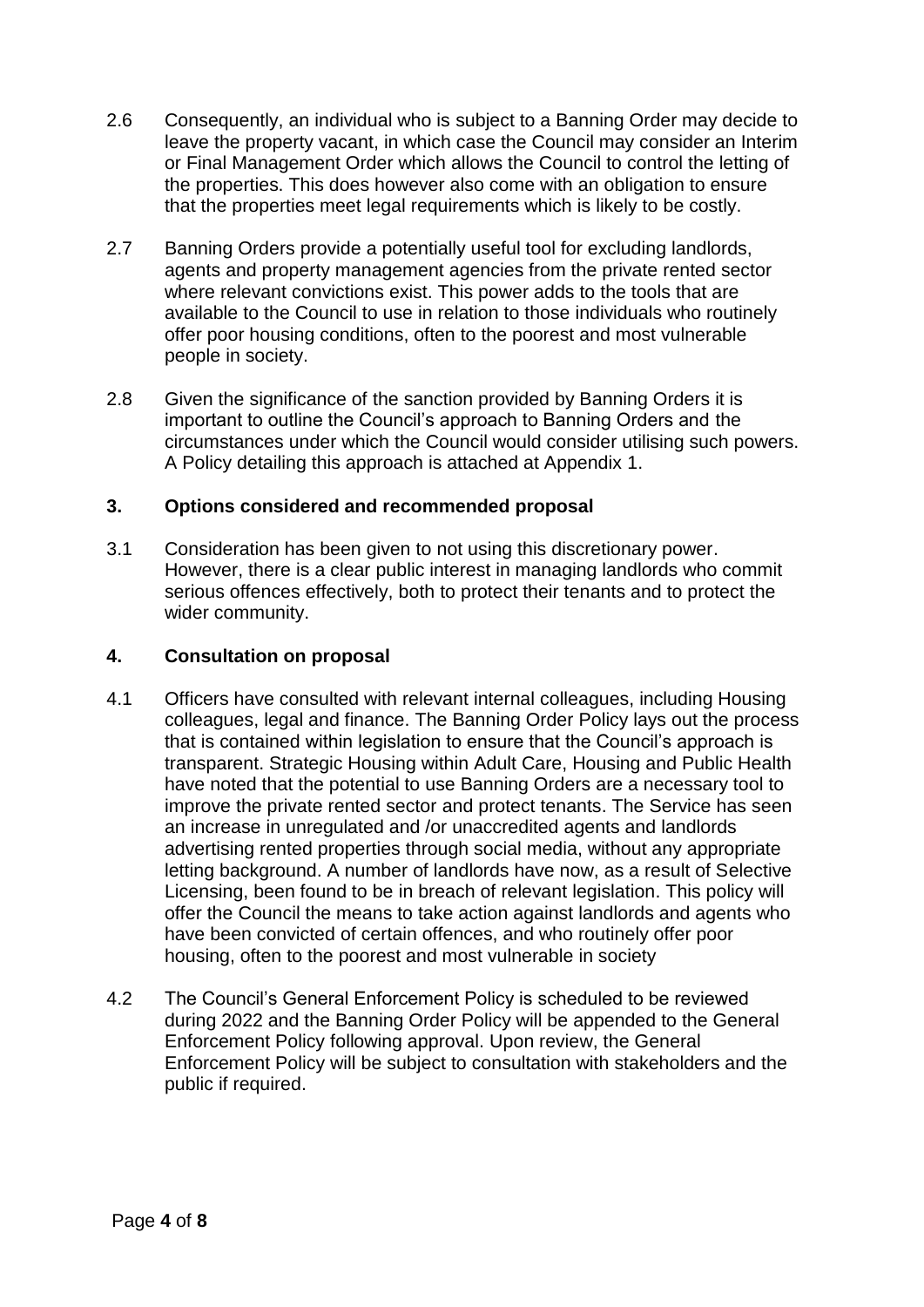2.6 Consequently, an individual who is subject to a Banning Order may decide to leave the property vacant, in which case the Council may consider an Interim or Final Management Order which allows the Council to control the letting of the properties. This does however also come with an obligation to ensure that the properties meet legal requirements which is likely to be costly.

2.7 Banning Orders provide a potentially useful tool for excluding landlords, agents and property management agencies from the private rented sector where relevant convictions exist. This power adds to the tools that are available to the Council to use in relation to those individuals who routinely offer poor housing conditions, often to the poorest and most vulnerable people in society.

2.8 Given the significance of the sanction provided by Banning Orders it is important to outline the Council's approach to Banning Orders and the circumstances under which the Council would consider utilising such powers. A Policy detailing this approach is attached at Appendix 1.

## 3. Options considered and recommended proposal

3.1 Consideration has been given to not using this discretionary power. However, there is a clear public interest in managing landlords who commit serious offences effectively, both to protect their tenants and to protect the wider community.

## 4. Consultation on proposal

4.1 Officers have consulted with relevant internal colleagues, including Housing colleagues, legal and finance. The Banning Order Policy lays out the process that is contained within legislation to ensure that the Council's approach is transparent. Strategic Housing within Adult Care, Housing and Public Health have noted that the potential to use Banning Orders are a necessary tool to improve the private rented sector and protect tenants. The Service has seen an increase in unregulated and /or unaccredited agents and landlords advertising rented properties through social media, without any appropriate letting background. A number of landlords have now, as a result of Selective Licensing, been found to be in breach of relevant legislation. This policy will offer the Council the means to take action against landlords and agents who have been convicted of certain offences, and who routinely offer poor housing, often to the poorest and most vulnerable in society

4.2 The Council's General Enforcement Policy is scheduled to be reviewed during 2022 and the Banning Order Policy will be appended to the General Enforcement Policy following approval. Upon review, the General Enforcement Policy will be subject to consultation with stakeholders and the public if required.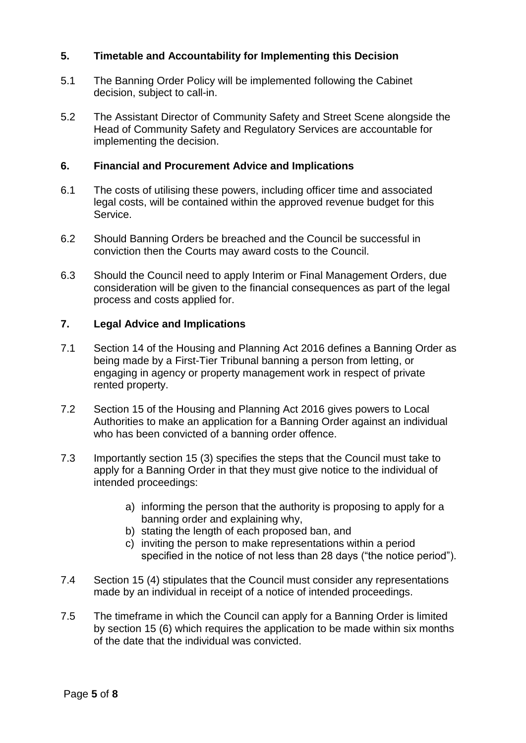## 5. Timetable and Accountability for Implementing this Decision

5.1 The Banning Order Policy will be implemented following the Cabinet decision, subject to call-in.

5.2 The Assistant Director of Community Safety and Street Scene alongside the Head of Community Safety and Regulatory Services are accountable for implementing the decision.

## 6. Financial and Procurement Advice and Implications

6.1 The costs of utilising these powers, including officer time and associated legal costs, will be contained within the approved revenue budget for this Service.

6.2 Should Banning Orders be breached and the Council be successful in conviction then the Courts may award costs to the Council.

6.3 Should the Council need to apply Interim or Final Management Orders, due consideration will be given to the financial consequences as part of the legal process and costs applied for.

## 7. Legal Advice and Implications

7.1 Section 14 of the Housing and Planning Act 2016 defines a Banning Order as being made by a First-Tier Tribunal banning a person from letting, or engaging in agency or property management work in respect of private rented property.

7.2 Section 15 of the Housing and Planning Act 2016 gives powers to Local Authorities to make an application for a Banning Order against an individual who has been convicted of a banning order offence.

7.3 Importantly section 15 (3) specifies the steps that the Council must take to apply for a Banning Order in that they must give notice to the individual of intended proceedings:

a) informing the person that the authority is proposing to apply for a banning order and explaining why,
b) stating the length of each proposed ban, and
c) inviting the person to make representations within a period specified in the notice of not less than 28 days ("the notice period").

7.4 Section 15 (4) stipulates that the Council must consider any representations made by an individual in receipt of a notice of intended proceedings.

7.5 The timeframe in which the Council can apply for a Banning Order is limited by section 15 (6) which requires the application to be made within six months of the date that the individual was convicted.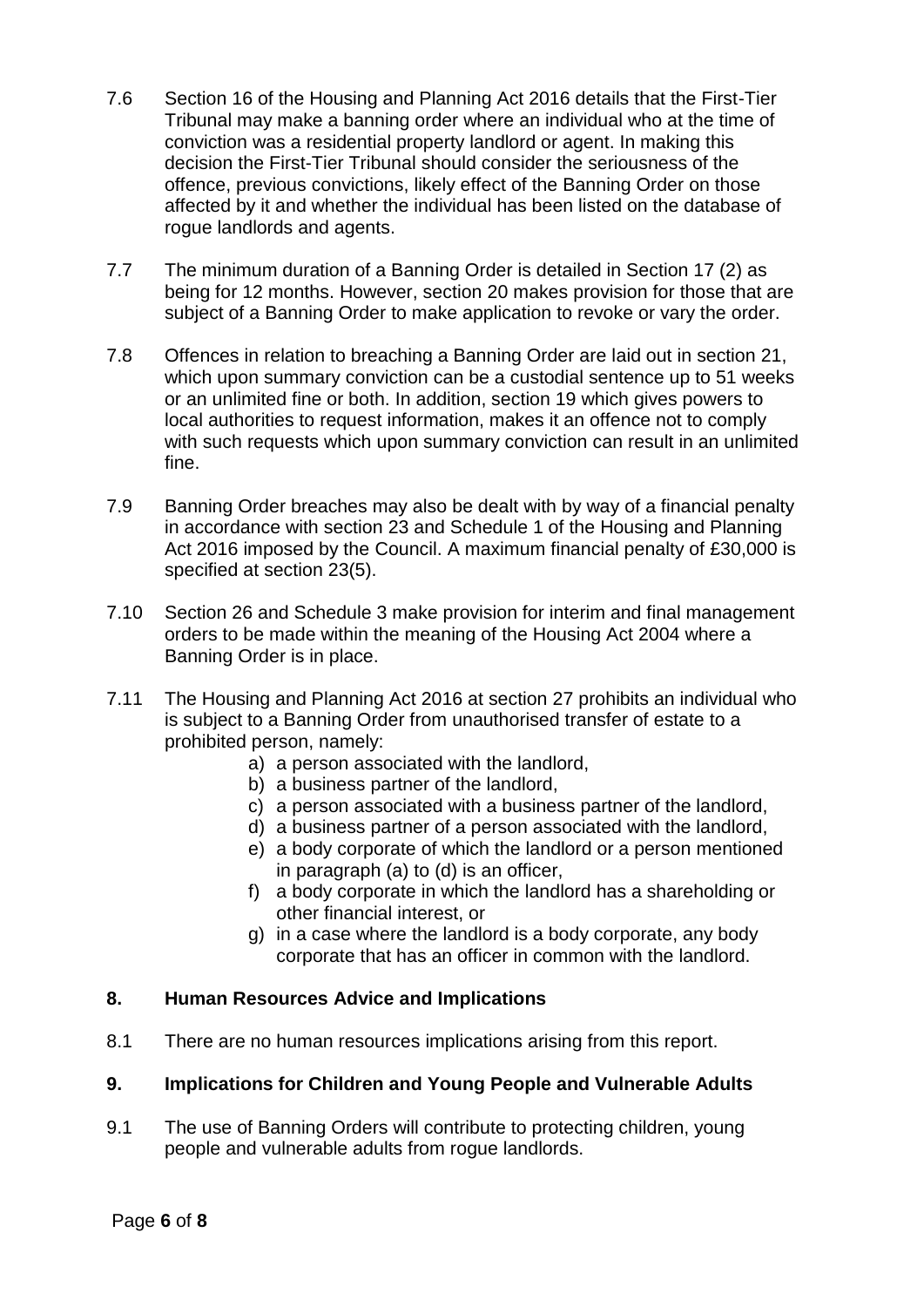7.6 Section 16 of the Housing and Planning Act 2016 details that the First-Tier Tribunal may make a banning order where an individual who at the time of conviction was a residential property landlord or agent. In making this decision the First-Tier Tribunal should consider the seriousness of the offence, previous convictions, likely effect of the Banning Order on those affected by it and whether the individual has been listed on the database of rogue landlords and agents.

7.7 The minimum duration of a Banning Order is detailed in Section 17 (2) as being for 12 months. However, section 20 makes provision for those that are subject of a Banning Order to make application to revoke or vary the order.

7.8 Offences in relation to breaching a Banning Order are laid out in section 21, which upon summary conviction can be a custodial sentence up to 51 weeks or an unlimited fine or both. In addition, section 19 which gives powers to local authorities to request information, makes it an offence not to comply with such requests which upon summary conviction can result in an unlimited fine.

7.9 Banning Order breaches may also be dealt with by way of a financial penalty in accordance with section 23 and Schedule 1 of the Housing and Planning Act 2016 imposed by the Council. A maximum financial penalty of £30,000 is specified at section 23(5).

7.10 Section 26 and Schedule 3 make provision for interim and final management orders to be made within the meaning of the Housing Act 2004 where a Banning Order is in place.

7.11 The Housing and Planning Act 2016 at section 27 prohibits an individual who is subject to a Banning Order from unauthorised transfer of estate to a prohibited person, namely:

a) a person associated with the landlord,
b) a business partner of the landlord,
c) a person associated with a business partner of the landlord,
d) a business partner of a person associated with the landlord,
e) a body corporate of which the landlord or a person mentioned in paragraph (a) to (d) is an officer,
f) a body corporate in which the landlord has a shareholding or other financial interest, or
g) in a case where the landlord is a body corporate, any body corporate that has an officer in common with the landlord.

## 8. Human Resources Advice and Implications

8.1 There are no human resources implications arising from this report.

## 9. Implications for Children and Young People and Vulnerable Adults

9.1 The use of Banning Orders will contribute to protecting children, young people and vulnerable adults from rogue landlords.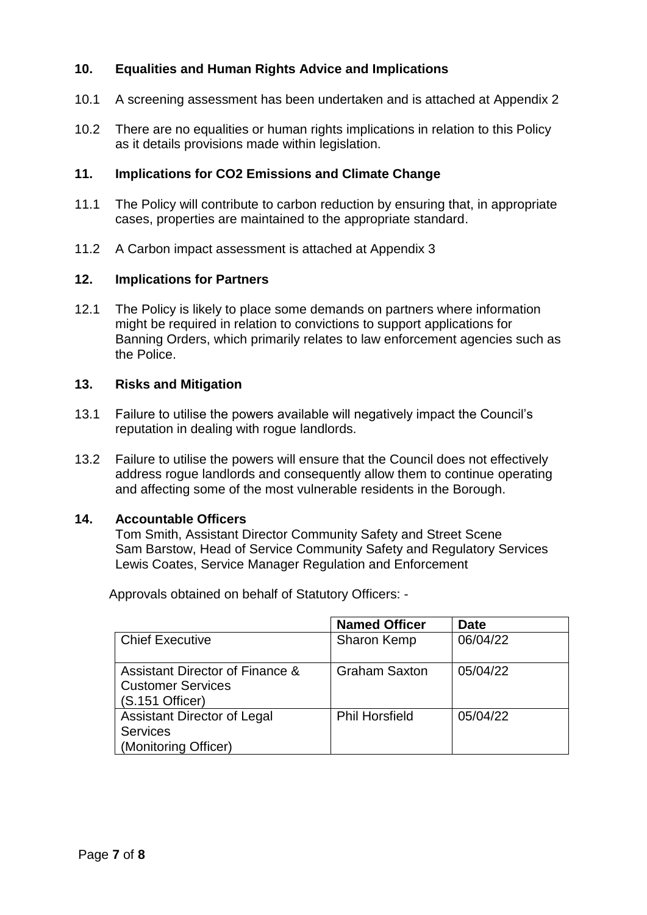## 10. Equalities and Human Rights Advice and Implications

10.1 A screening assessment has been undertaken and is attached at Appendix 2

10.2 There are no equalities or human rights implications in relation to this Policy as it details provisions made within legislation.

## 11. Implications for CO2 Emissions and Climate Change

11.1 The Policy will contribute to carbon reduction by ensuring that, in appropriate cases, properties are maintained to the appropriate standard.

11.2 A Carbon impact assessment is attached at Appendix 3

## 12. Implications for Partners

12.1 The Policy is likely to place some demands on partners where information might be required in relation to convictions to support applications for Banning Orders, which primarily relates to law enforcement agencies such as the Police.

## 13. Risks and Mitigation

13.1 Failure to utilise the powers available will negatively impact the Council's reputation in dealing with rogue landlords.

13.2 Failure to utilise the powers will ensure that the Council does not effectively address rogue landlords and consequently allow them to continue operating and affecting some of the most vulnerable residents in the Borough.

## 14. Accountable Officers

Tom Smith, Assistant Director Community Safety and Street Scene
Sam Barstow, Head of Service Community Safety and Regulatory Services
Lewis Coates, Service Manager Regulation and Enforcement

Approvals obtained on behalf of Statutory Officers: -

| | Named Officer | Date |
|---|---|---|
| Chief Executive | Sharon Kemp | 06/04/22 |
| Assistant Director of Finance & Customer Services (S.151 Officer) | Graham Saxton | 05/04/22 |
| Assistant Director of Legal Services (Monitoring Officer) | Phil Horsfield | 05/04/22 |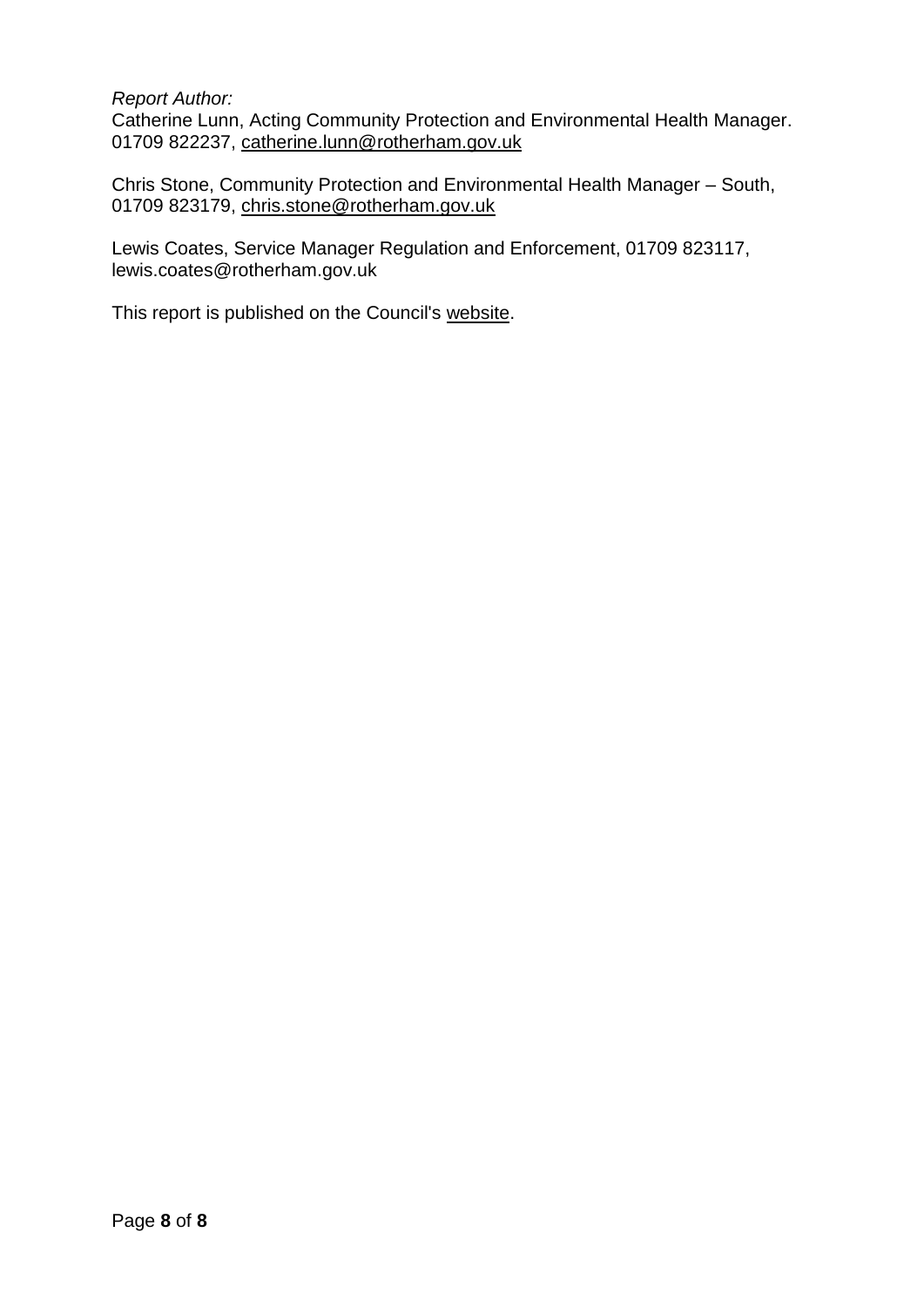*Report Author:*
Catherine Lunn, Acting Community Protection and Environmental Health Manager. 01709 822237, catherine.lunn@rotherham.gov.uk

Chris Stone, Community Protection and Environmental Health Manager – South, 01709 823179, chris.stone@rotherham.gov.uk

Lewis Coates, Service Manager Regulation and Enforcement, 01709 823117, lewis.coates@rotherham.gov.uk

This report is published on the Council's website.